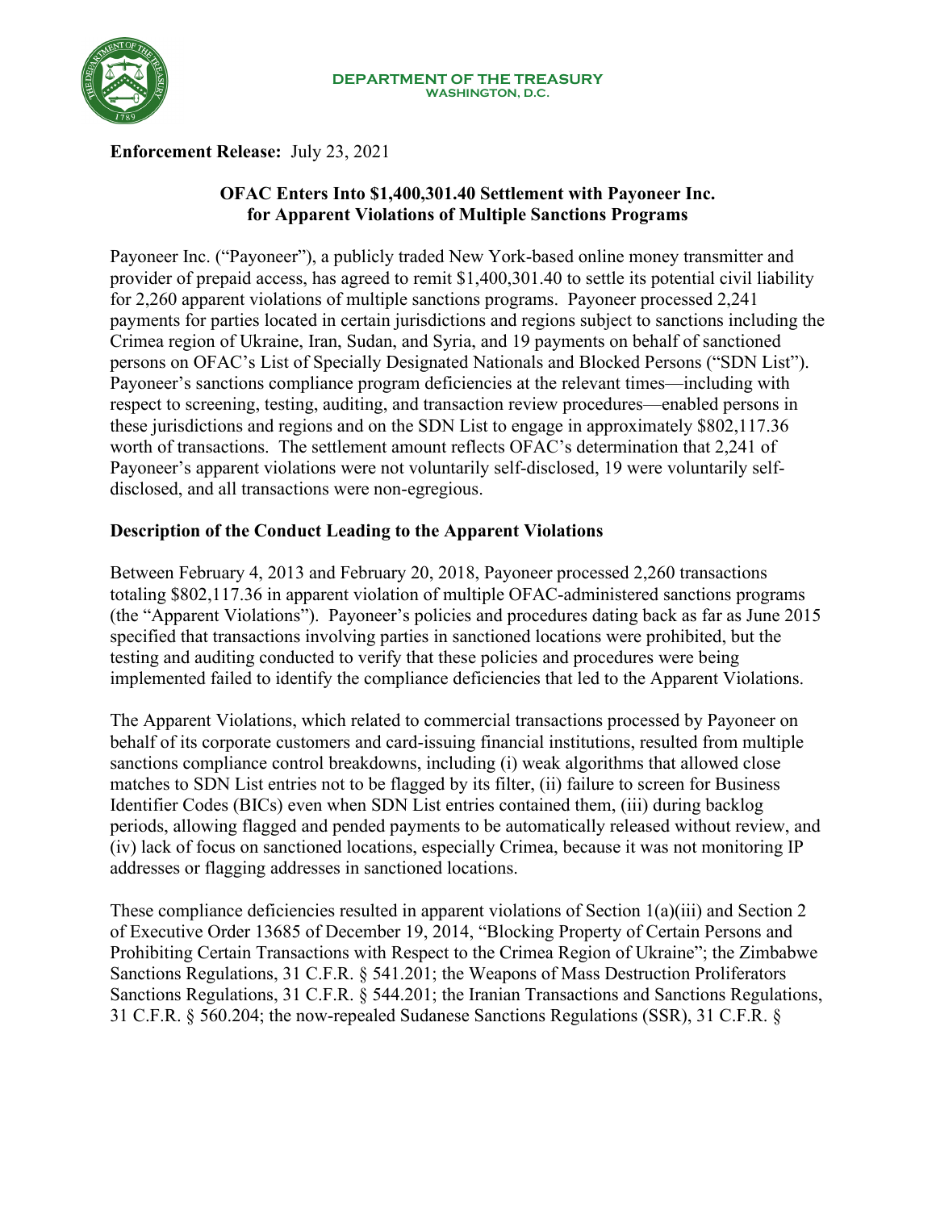**DEPARTMENT OF THE TREASURY**
**WASHINGTON, D.C.**

**Enforcement Release:** July 23, 2021

## OFAC Enters Into $1,400,301.40 Settlement with Payoneer Inc. for Apparent Violations of Multiple Sanctions Programs

Payoneer Inc. ("Payoneer"), a publicly traded New York-based online money transmitter and provider of prepaid access, has agreed to remit $1,400,301.40 to settle its potential civil liability for 2,260 apparent violations of multiple sanctions programs. Payoneer processed 2,241 payments for parties located in certain jurisdictions and regions subject to sanctions including the Crimea region of Ukraine, Iran, Sudan, and Syria, and 19 payments on behalf of sanctioned persons on OFAC's List of Specially Designated Nationals and Blocked Persons ("SDN List"). Payoneer's sanctions compliance program deficiencies at the relevant times—including with respect to screening, testing, auditing, and transaction review procedures—enabled persons in these jurisdictions and regions and on the SDN List to engage in approximately $802,117.36 worth of transactions. The settlement amount reflects OFAC's determination that 2,241 of Payoneer's apparent violations were not voluntarily self-disclosed, 19 were voluntarily self-disclosed, and all transactions were non-egregious.

### Description of the Conduct Leading to the Apparent Violations

Between February 4, 2013 and February 20, 2018, Payoneer processed 2,260 transactions totaling $802,117.36 in apparent violation of multiple OFAC-administered sanctions programs (the "Apparent Violations"). Payoneer's policies and procedures dating back as far as June 2015 specified that transactions involving parties in sanctioned locations were prohibited, but the testing and auditing conducted to verify that these policies and procedures were being implemented failed to identify the compliance deficiencies that led to the Apparent Violations.

The Apparent Violations, which related to commercial transactions processed by Payoneer on behalf of its corporate customers and card-issuing financial institutions, resulted from multiple sanctions compliance control breakdowns, including (i) weak algorithms that allowed close matches to SDN List entries not to be flagged by its filter, (ii) failure to screen for Business Identifier Codes (BICs) even when SDN List entries contained them, (iii) during backlog periods, allowing flagged and pended payments to be automatically released without review, and (iv) lack of focus on sanctioned locations, especially Crimea, because it was not monitoring IP addresses or flagging addresses in sanctioned locations.

These compliance deficiencies resulted in apparent violations of Section 1(a)(iii) and Section 2 of Executive Order 13685 of December 19, 2014, "Blocking Property of Certain Persons and Prohibiting Certain Transactions with Respect to the Crimea Region of Ukraine"; the Zimbabwe Sanctions Regulations, 31 C.F.R. § 541.201; the Weapons of Mass Destruction Proliferators Sanctions Regulations, 31 C.F.R. § 544.201; the Iranian Transactions and Sanctions Regulations, 31 C.F.R. § 560.204; the now-repealed Sudanese Sanctions Regulations (SSR), 31 C.F.R. §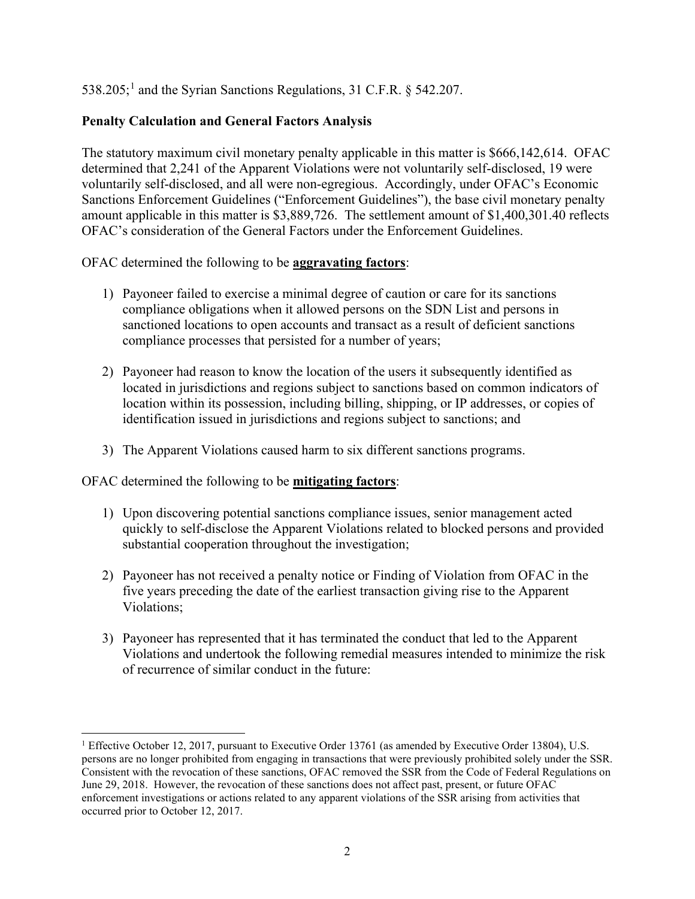538.205;[1] and the Syrian Sanctions Regulations, 31 C.F.R. § 542.207.

**Penalty Calculation and General Factors Analysis**

The statutory maximum civil monetary penalty applicable in this matter is $666,142,614. OFAC determined that 2,241 of the Apparent Violations were not voluntarily self-disclosed, 19 were voluntarily self-disclosed, and all were non-egregious. Accordingly, under OFAC's Economic Sanctions Enforcement Guidelines ("Enforcement Guidelines"), the base civil monetary penalty amount applicable in this matter is $3,889,726. The settlement amount of $1,400,301.40 reflects OFAC's consideration of the General Factors under the Enforcement Guidelines.

OFAC determined the following to be **aggravating factors**:

1) Payoneer failed to exercise a minimal degree of caution or care for its sanctions compliance obligations when it allowed persons on the SDN List and persons in sanctioned locations to open accounts and transact as a result of deficient sanctions compliance processes that persisted for a number of years;

2) Payoneer had reason to know the location of the users it subsequently identified as located in jurisdictions and regions subject to sanctions based on common indicators of location within its possession, including billing, shipping, or IP addresses, or copies of identification issued in jurisdictions and regions subject to sanctions; and

3) The Apparent Violations caused harm to six different sanctions programs.

OFAC determined the following to be **mitigating factors**:

1) Upon discovering potential sanctions compliance issues, senior management acted quickly to self-disclose the Apparent Violations related to blocked persons and provided substantial cooperation throughout the investigation;

2) Payoneer has not received a penalty notice or Finding of Violation from OFAC in the five years preceding the date of the earliest transaction giving rise to the Apparent Violations;

3) Payoneer has represented that it has terminated the conduct that led to the Apparent Violations and undertook the following remedial measures intended to minimize the risk of recurrence of similar conduct in the future:

[1] Effective October 12, 2017, pursuant to Executive Order 13761 (as amended by Executive Order 13804), U.S. persons are no longer prohibited from engaging in transactions that were previously prohibited solely under the SSR. Consistent with the revocation of these sanctions, OFAC removed the SSR from the Code of Federal Regulations on June 29, 2018. However, the revocation of these sanctions does not affect past, present, or future OFAC enforcement investigations or actions related to any apparent violations of the SSR arising from activities that occurred prior to October 12, 2017.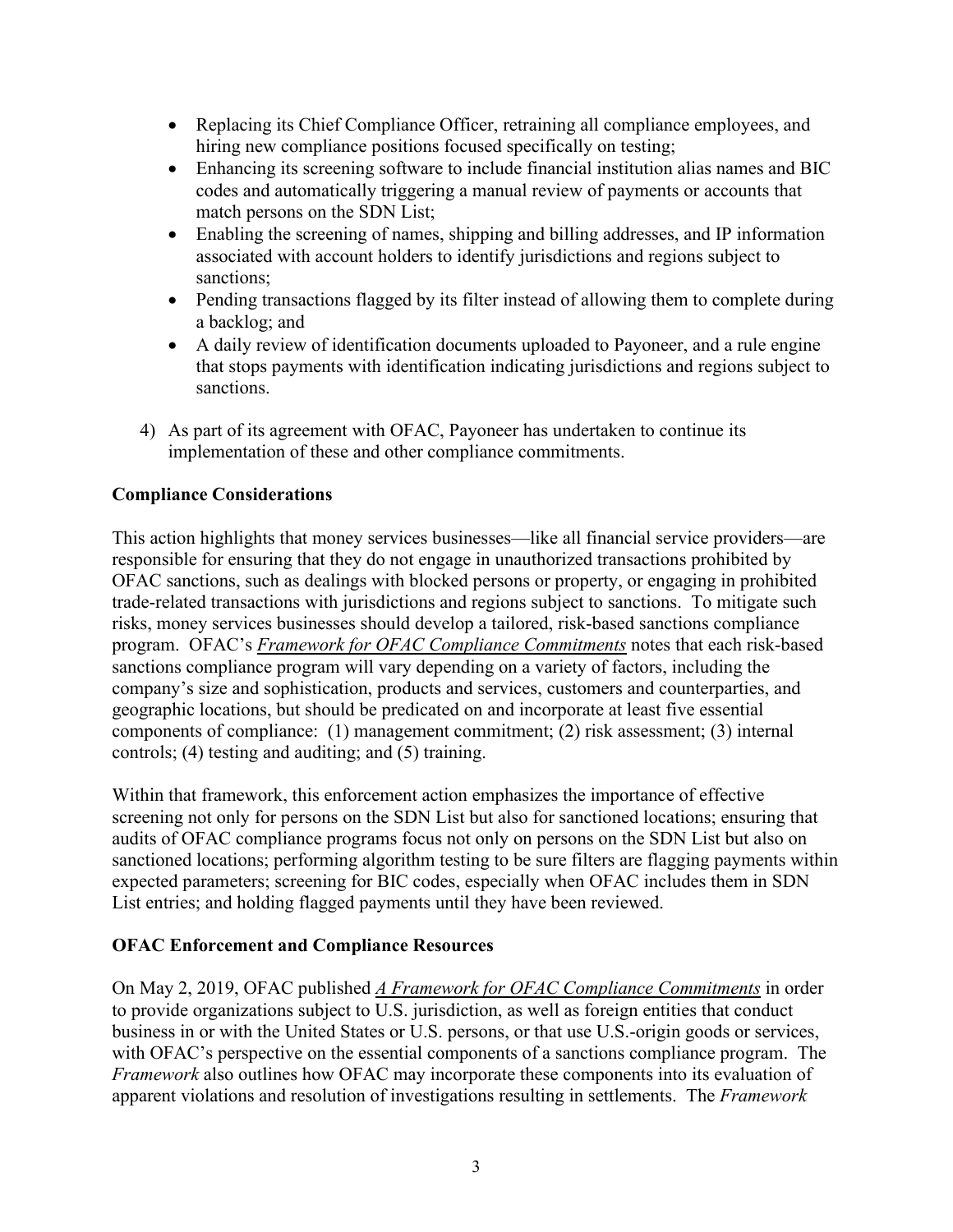- Replacing its Chief Compliance Officer, retraining all compliance employees, and hiring new compliance positions focused specifically on testing;
- Enhancing its screening software to include financial institution alias names and BIC codes and automatically triggering a manual review of payments or accounts that match persons on the SDN List;
- Enabling the screening of names, shipping and billing addresses, and IP information associated with account holders to identify jurisdictions and regions subject to sanctions;
- Pending transactions flagged by its filter instead of allowing them to complete during a backlog; and
- A daily review of identification documents uploaded to Payoneer, and a rule engine that stops payments with identification indicating jurisdictions and regions subject to sanctions.

4) As part of its agreement with OFAC, Payoneer has undertaken to continue its implementation of these and other compliance commitments.

**Compliance Considerations**

This action highlights that money services businesses—like all financial service providers—are responsible for ensuring that they do not engage in unauthorized transactions prohibited by OFAC sanctions, such as dealings with blocked persons or property, or engaging in prohibited trade-related transactions with jurisdictions and regions subject to sanctions. To mitigate such risks, money services businesses should develop a tailored, risk-based sanctions compliance program. OFAC's *Framework for OFAC Compliance Commitments* notes that each risk-based sanctions compliance program will vary depending on a variety of factors, including the company's size and sophistication, products and services, customers and counterparties, and geographic locations, but should be predicated on and incorporate at least five essential components of compliance: (1) management commitment; (2) risk assessment; (3) internal controls; (4) testing and auditing; and (5) training.

Within that framework, this enforcement action emphasizes the importance of effective screening not only for persons on the SDN List but also for sanctioned locations; ensuring that audits of OFAC compliance programs focus not only on persons on the SDN List but also on sanctioned locations; performing algorithm testing to be sure filters are flagging payments within expected parameters; screening for BIC codes, especially when OFAC includes them in SDN List entries; and holding flagged payments until they have been reviewed.

**OFAC Enforcement and Compliance Resources**

On May 2, 2019, OFAC published *A Framework for OFAC Compliance Commitments* in order to provide organizations subject to U.S. jurisdiction, as well as foreign entities that conduct business in or with the United States or U.S. persons, or that use U.S.-origin goods or services, with OFAC's perspective on the essential components of a sanctions compliance program. The *Framework* also outlines how OFAC may incorporate these components into its evaluation of apparent violations and resolution of investigations resulting in settlements. The *Framework*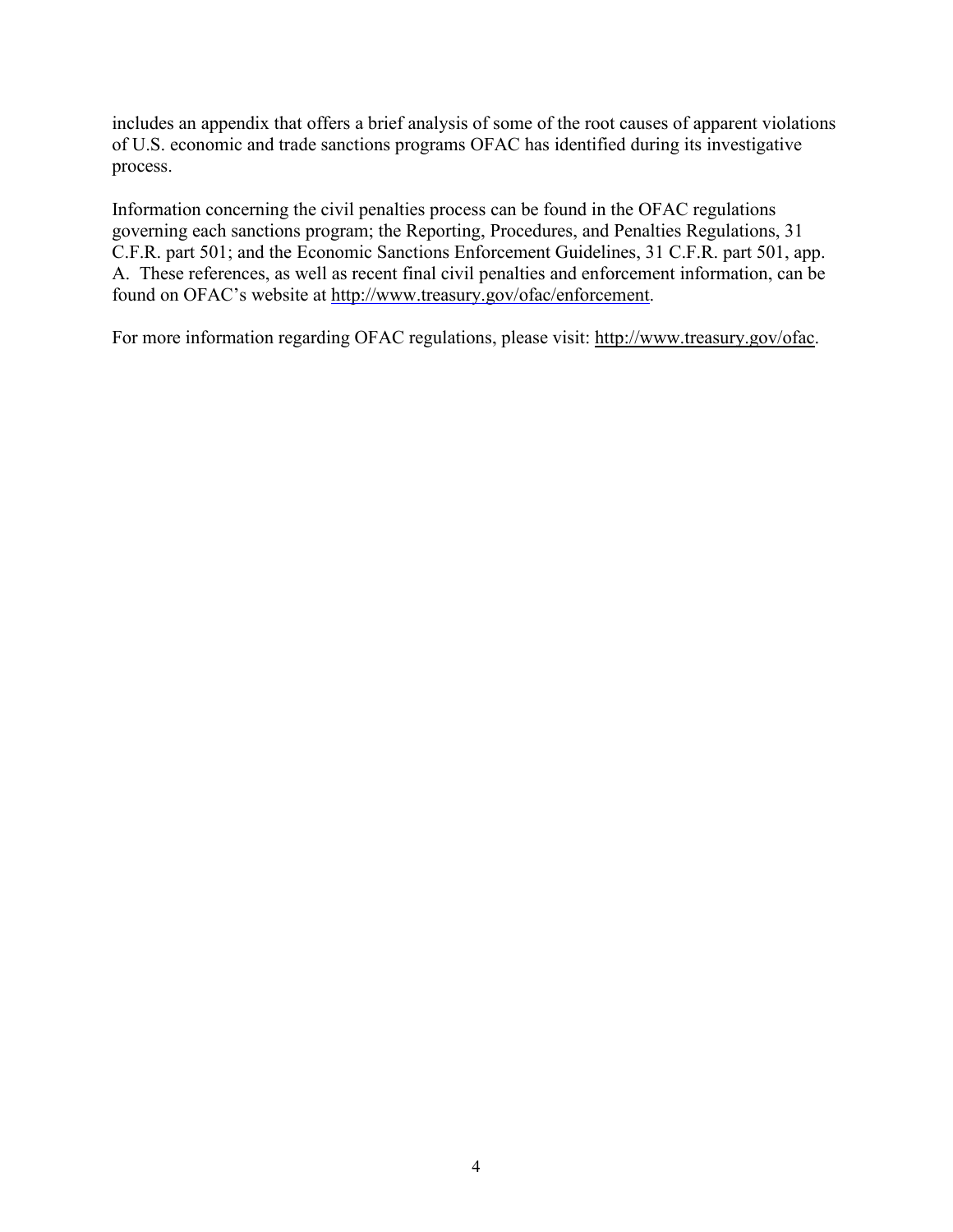includes an appendix that offers a brief analysis of some of the root causes of apparent violations of U.S. economic and trade sanctions programs OFAC has identified during its investigative process.

Information concerning the civil penalties process can be found in the OFAC regulations governing each sanctions program; the Reporting, Procedures, and Penalties Regulations, 31 C.F.R. part 501; and the Economic Sanctions Enforcement Guidelines, 31 C.F.R. part 501, app. A. These references, as well as recent final civil penalties and enforcement information, can be found on OFAC's website at http://www.treasury.gov/ofac/enforcement.

For more information regarding OFAC regulations, please visit: http://www.treasury.gov/ofac.